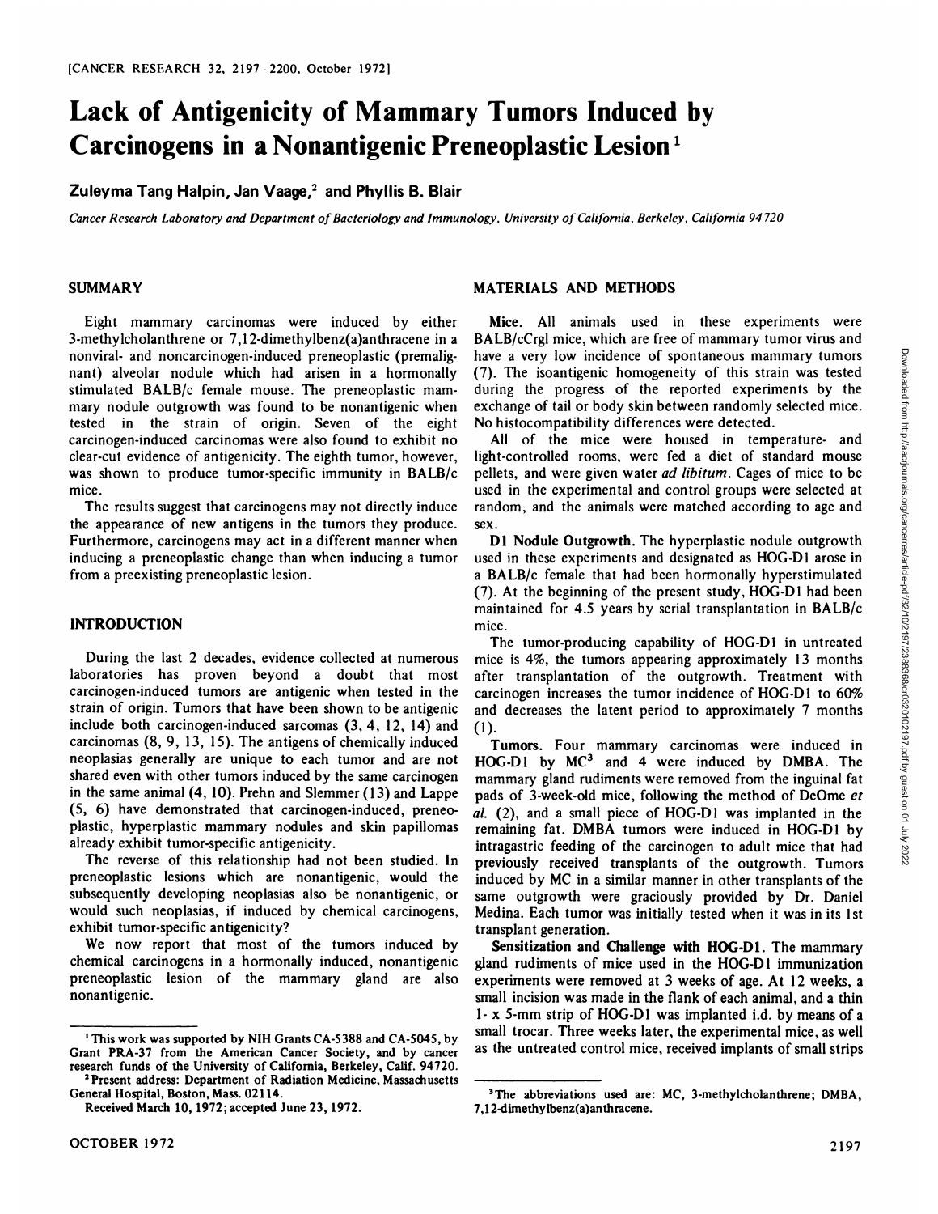# Lack of Antigenicity of Mammary Tumors Induced by Carcinogens in a Nonantigenic Preneoplastic Lesion[1]

**Zuleyma Tang Halpin, Jan Vaage,[2] and Phyllis B. Blair**

*Cancer Research Laboratory and Department of Bacteriology and Immunology, University of California, Berkeley, California 94720*

## SUMMARY

Eight mammary carcinomas were induced by either 3-methylcholanthrene or 7,12-dimethylbenz(a)anthracene in a nonviral- and noncarcinogen-induced preneoplastic (premalignant) alveolar nodule which had arisen in a hormonally stimulated BALB/c female mouse. The preneoplastic mammary nodule outgrowth was found to be nonantigenic when tested in the strain of origin. Seven of the eight carcinogen-induced carcinomas were also found to exhibit no clear-cut evidence of antigenicity. The eighth tumor, however, was shown to produce tumor-specific immunity in BALB/c mice.

The results suggest that carcinogens may not directly induce the appearance of new antigens in the tumors they produce. Furthermore, carcinogens may act in a different manner when inducing a preneoplastic change than when inducing a tumor from a preexisting preneoplastic lesion.

## INTRODUCTION

During the last 2 decades, evidence collected at numerous laboratories has proven beyond a doubt that most carcinogen-induced tumors are antigenic when tested in the strain of origin. Tumors that have been shown to be antigenic include both carcinogen-induced sarcomas (3, 4, 12, 14) and carcinomas (8, 9, 13, 15). The antigens of chemically induced neoplasias generally are unique to each tumor and are not shared even with other tumors induced by the same carcinogen in the same animal (4, 10). Prehn and Slemmer (13) and Lappe (5, 6) have demonstrated that carcinogen-induced, preneoplastic, hyperplastic mammary nodules and skin papillomas already exhibit tumor-specific antigenicity.

The reverse of this relationship had not been studied. In preneoplastic lesions which are nonantigenic, would the subsequently developing neoplasias also be nonantigenic, or would such neoplasias, if induced by chemical carcinogens, exhibit tumor-specific antigenicity?

We now report that most of the tumors induced by chemical carcinogens in a hormonally induced, nonantigenic preneoplastic lesion of the mammary gland are also nonantigenic.

## MATERIALS AND METHODS

**Mice.** All animals used in these experiments were BALB/cCrgl mice, which are free of mammary tumor virus and have a very low incidence of spontaneous mammary tumors (7). The isoantigenic homogeneity of this strain was tested during the progress of the reported experiments by the exchange of tail or body skin between randomly selected mice. No histocompatibility differences were detected.

All of the mice were housed in temperature- and light-controlled rooms, were fed a diet of standard mouse pellets, and were given water *ad libitum*. Cages of mice to be used in the experimental and control groups were selected at random, and the animals were matched according to age and sex.

**D1 Nodule Outgrowth.** The hyperplastic nodule outgrowth used in these experiments and designated as HOG-D1 arose in a BALB/c female that had been hormonally hyperstimulated (7). At the beginning of the present study, HOG-D1 had been maintained for 4.5 years by serial transplantation in BALB/c mice.

The tumor-producing capability of HOG-D1 in untreated mice is 4%, the tumors appearing approximately 13 months after transplantation of the outgrowth. Treatment with carcinogen increases the tumor incidence of HOG-D1 to 60% and decreases the latent period to approximately 7 months (1).

**Tumors.** Four mammary carcinomas were induced in HOG-D1 by MC[3] and 4 were induced by DMBA. The mammary gland rudiments were removed from the inguinal fat pads of 3-week-old mice, following the method of DeOme *et al.* (2), and a small piece of HOG-D1 was implanted in the remaining fat. DMBA tumors were induced in HOG-D1 by intragastric feeding of the carcinogen to adult mice that had previously received transplants of the outgrowth. Tumors induced by MC in a similar manner in other transplants of the same outgrowth were graciously provided by Dr. Daniel Medina. Each tumor was initially tested when it was in its 1st transplant generation.

**Sensitization and Challenge with HOG-D1.** The mammary gland rudiments of mice used in the HOG-D1 immunization experiments were removed at 3 weeks of age. At 12 weeks, a small incision was made in the flank of each animal, and a thin 1- x 5-mm strip of HOG-D1 was implanted i.d. by means of a small trocar. Three weeks later, the experimental mice, as well as the untreated control mice, received implants of small strips

---

[1] This work was supported by NIH Grants CA-5388 and CA-5045, by Grant PRA-37 from the American Cancer Society, and by cancer research funds of the University of California, Berkeley, Calif. 94720.

[2] Present address: Department of Radiation Medicine, Massachusetts General Hospital, Boston, Mass. 02114.

Received March 10, 1972; accepted June 23, 1972.

[3] The abbreviations used are: MC, 3-methylcholanthrene; DMBA, 7,12-dimethylbenz(a)anthracene.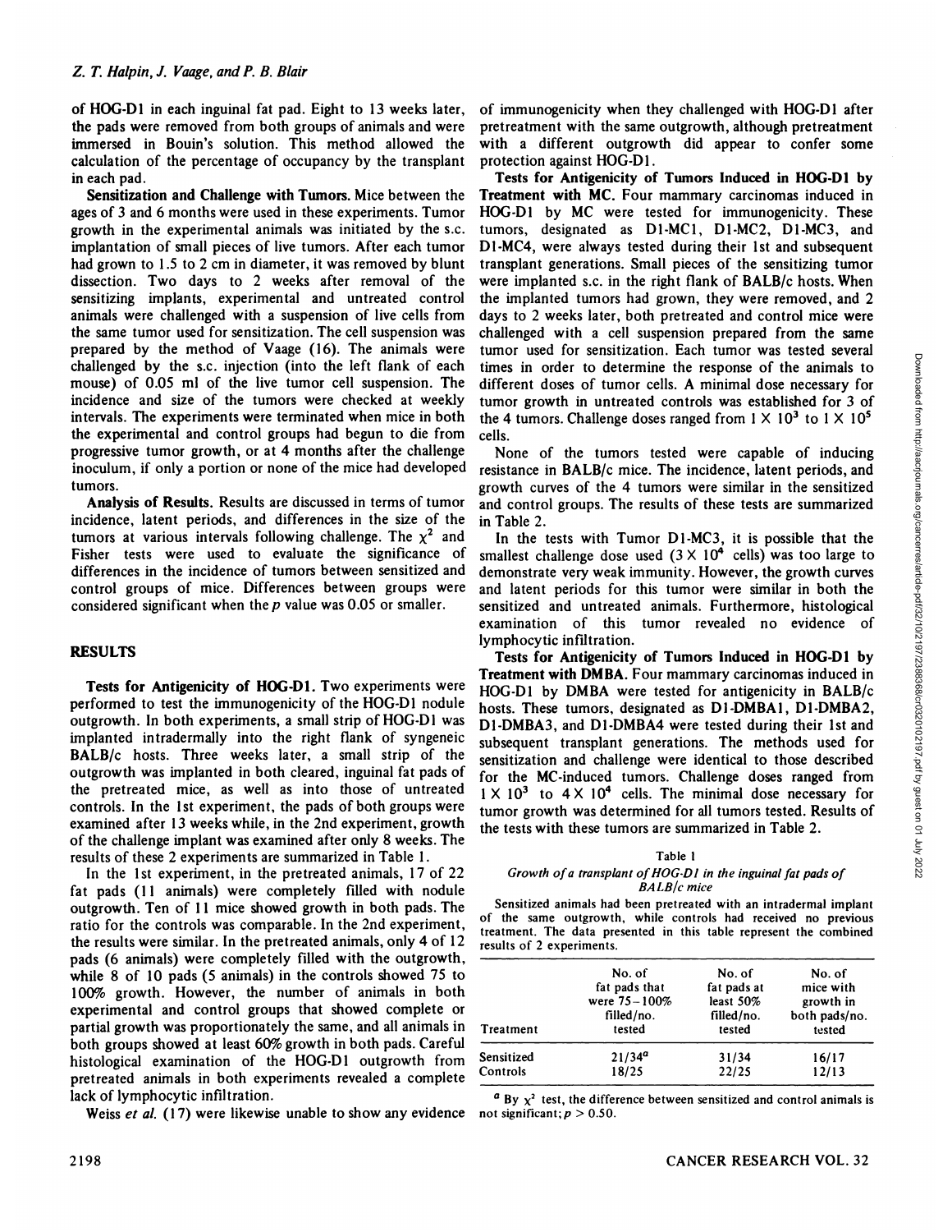of HOG-D1 in each inguinal fat pad. Eight to 13 weeks later, the pads were removed from both groups of animals and were immersed in Bouin's solution. This method allowed the calculation of the percentage of occupancy by the transplant in each pad.

**Sensitization and Challenge with Tumors.** Mice between the ages of 3 and 6 months were used in these experiments. Tumor growth in the experimental animals was initiated by the s.c. implantation of small pieces of live tumors. After each tumor had grown to 1.5 to 2 cm in diameter, it was removed by blunt dissection. Two days to 2 weeks after removal of the sensitizing implants, experimental and untreated control animals were challenged with a suspension of live cells from the same tumor used for sensitization. The cell suspension was prepared by the method of Vaage (16). The animals were challenged by the s.c. injection (into the left flank of each mouse) of 0.05 ml of the live tumor cell suspension. The incidence and size of the tumors were checked at weekly intervals. The experiments were terminated when mice in both the experimental and control groups had begun to die from progressive tumor growth, or at 4 months after the challenge inoculum, if only a portion or none of the mice had developed tumors.

**Analysis of Results.** Results are discussed in terms of tumor incidence, latent periods, and differences in the size of the tumors at various intervals following challenge. The $\chi^2$ and Fisher tests were used to evaluate the significance of differences in the incidence of tumors between sensitized and control groups of mice. Differences between groups were considered significant when the $p$ value was 0.05 or smaller.

## RESULTS

**Tests for Antigenicity of HOG-D1.** Two experiments were performed to test the immunogenicity of the HOG-D1 nodule outgrowth. In both experiments, a small strip of HOG-D1 was implanted intradermally into the right flank of syngeneic BALB/c hosts. Three weeks later, a small strip of the outgrowth was implanted in both cleared, inguinal fat pads of the pretreated mice, as well as into those of untreated controls. In the 1st experiment, the pads of both groups were examined after 13 weeks while, in the 2nd experiment, growth of the challenge implant was examined after only 8 weeks. The results of these 2 experiments are summarized in Table 1.

In the 1st experiment, in the pretreated animals, 17 of 22 fat pads (11 animals) were completely filled with nodule outgrowth. Ten of 11 mice showed growth in both pads. The ratio for the controls was comparable. In the 2nd experiment, the results were similar. In the pretreated animals, only 4 of 12 pads (6 animals) were completely filled with the outgrowth, while 8 of 10 pads (5 animals) in the controls showed 75 to 100% growth. However, the number of animals in both experimental and control groups that showed complete or partial growth was proportionately the same, and all animals in both groups showed at least 60% growth in both pads. Careful histological examination of the HOG-D1 outgrowth from pretreated animals in both experiments revealed a complete lack of lymphocytic infiltration.

Weiss *et al.* (17) were likewise unable to show any evidence of immunogenicity when they challenged with HOG-D1 after pretreatment with the same outgrowth, although pretreatment with a different outgrowth did appear to confer some protection against HOG-D1.

**Tests for Antigenicity of Tumors Induced in HOG-D1 by Treatment with MC.** Four mammary carcinomas induced in HOG-D1 by MC were tested for immunogenicity. These tumors, designated as D1-MC1, D1-MC2, D1-MC3, and D1-MC4, were always tested during their 1st and subsequent transplant generations. Small pieces of the sensitizing tumor were implanted s.c. in the right flank of BALB/c hosts. When the implanted tumors had grown, they were removed, and 2 days to 2 weeks later, both pretreated and control mice were challenged with a cell suspension prepared from the same tumor used for sensitization. Each tumor was tested several times in order to determine the response of the animals to different doses of tumor cells. A minimal dose necessary for tumor growth in untreated controls was established for 3 of the 4 tumors. Challenge doses ranged from $1 \times 10^3$ to $1 \times 10^5$ cells.

None of the tumors tested were capable of inducing resistance in BALB/c mice. The incidence, latent periods, and growth curves of the 4 tumors were similar in the sensitized and control groups. The results of these tests are summarized in Table 2.

In the tests with Tumor D1-MC3, it is possible that the smallest challenge dose used ($3 \times 10^4$ cells) was too large to demonstrate very weak immunity. However, the growth curves and latent periods for this tumor were similar in both the sensitized and untreated animals. Furthermore, histological examination of this tumor revealed no evidence of lymphocytic infiltration.

**Tests for Antigenicity of Tumors Induced in HOG-D1 by Treatment with DMBA.** Four mammary carcinomas induced in HOG-D1 by DMBA were tested for antigenicity in BALB/c hosts. These tumors, designated as D1-DMBA1, D1-DMBA2, D1-DMBA3, and D1-DMBA4 were tested during their 1st and subsequent transplant generations. The methods used for sensitization and challenge were identical to those described for the MC-induced tumors. Challenge doses ranged from $1 \times 10^3$ to $4 \times 10^4$ cells. The minimal dose necessary for tumor growth was determined for all tumors tested. Results of the tests with these tumors are summarized in Table 2.

Table 1

*Growth of a transplant of HOG-D1 in the inguinal fat pads of BALB/c mice*

Sensitized animals had been pretreated with an intradermal implant of the same outgrowth, while controls had received no previous treatment. The data presented in this table represent the combined results of 2 experiments.

| Treatment | No. of fat pads that were 75–100% filled/no. tested | No. of fat pads at least 50% filled/no. tested | No. of mice with growth in both pads/no. tested |
|---|---|---|---|
| Sensitized | 21/34[a] | 31/34 | 16/17 |
| Controls | 18/25 | 22/25 | 12/13 |

[a] By $\chi^2$ test, the difference between sensitized and control animals is not significant; $p > 0.50$.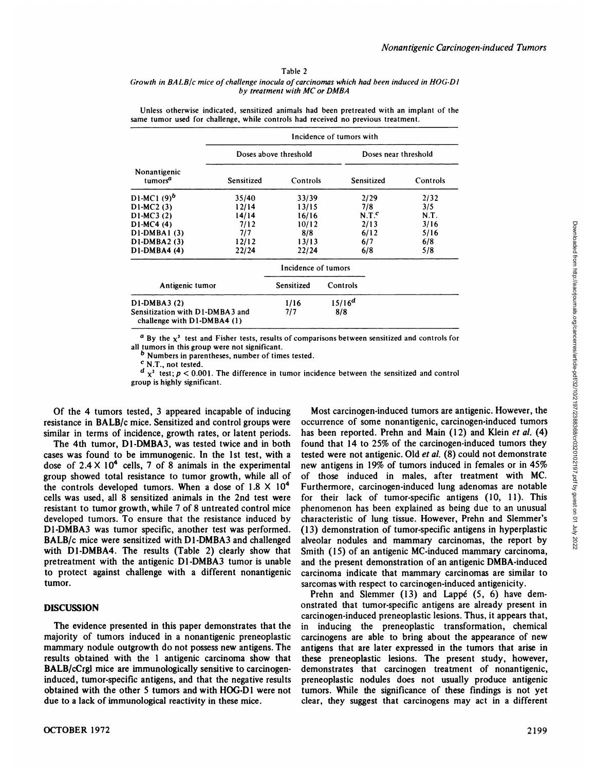Table 2

*Growth in BALB/c mice of challenge inocula of carcinomas which had been induced in HOG-D1 by treatment with MC or DMBA*

Unless otherwise indicated, sensitized animals had been pretreated with an implant of the same tumor used for challenge, while controls had received no previous treatment.

| Nonantigenic tumors[a] | Incidence of tumors with | | | |
|---|---|---|---|---|
| | Doses above threshold | | Doses near threshold | |
| | Sensitized | Controls | Sensitized | Controls |
| D1-MC1 (9)[b] | 35/40 | 33/39 | 2/29 | 2/32 |
| D1-MC2 (3) | 12/14 | 13/15 | 7/8 | 3/5 |
| D1-MC3 (2) | 14/14 | 16/16 | N.T.[c] | N.T. |
| D1-MC4 (4) | 7/12 | 10/12 | 2/13 | 3/16 |
| D1-DMBA1 (3) | 7/7 | 8/8 | 6/12 | 5/16 |
| D1-DMBA2 (3) | 12/12 | 13/13 | 6/7 | 6/8 |
| D1-DMBA4 (4) | 22/24 | 22/24 | 6/8 | 5/8 |

| Antigenic tumor | Incidence of tumors | |
|---|---|---|
| | Sensitized | Controls |
| D1-DMBA3 (2) | 1/16 | 15/16[d] |
| Sensitization with D1-DMBA3 and challenge with D1-DMBA4 (1) | 7/7 | 8/8 |

[a] By the $\chi^2$ test and Fisher tests, results of comparisons between sensitized and controls for all tumors in this group were not significant.

[b] Numbers in parentheses, number of times tested.

[c] N.T., not tested.

[d] $\chi^2$ test; $p < 0.001$. The difference in tumor incidence between the sensitized and control group is highly significant.

Of the 4 tumors tested, 3 appeared incapable of inducing resistance in BALB/c mice. Sensitized and control groups were similar in terms of incidence, growth rates, or latent periods.

The 4th tumor, D1-DMBA3, was tested twice and in both cases was found to be immunogenic. In the 1st test, with a dose of $2.4 \times 10^4$ cells, 7 of 8 animals in the experimental group showed total resistance to tumor growth, while all of the controls developed tumors. When a dose of $1.8 \times 10^4$ cells was used, all 8 sensitized animals in the 2nd test were resistant to tumor growth, while 7 of 8 untreated control mice developed tumors. To ensure that the resistance induced by D1-DMBA3 was tumor specific, another test was performed. BALB/c mice were sensitized with D1-DMBA3 and challenged with D1-DMBA4. The results (Table 2) clearly show that pretreatment with the antigenic D1-DMBA3 tumor is unable to protect against challenge with a different nonantigenic tumor.

## DISCUSSION

The evidence presented in this paper demonstrates that the majority of tumors induced in a nonantigenic preneoplastic mammary nodule outgrowth do not possess new antigens. The results obtained with the 1 antigenic carcinoma show that BALB/cCrgl mice are immunologically sensitive to carcinogen-induced, tumor-specific antigens, and that the negative results obtained with the other 5 tumors and with HOG-D1 were not due to a lack of immunological reactivity in these mice.

Most carcinogen-induced tumors are antigenic. However, the occurrence of some nonantigenic, carcinogen-induced tumors has been reported. Prehn and Main (12) and Klein *et al.* (4) found that 14 to 25% of the carcinogen-induced tumors they tested were not antigenic. Old *et al.* (8) could not demonstrate new antigens in 19% of tumors induced in females or in 45% of those induced in males, after treatment with MC. Furthermore, carcinogen-induced lung adenomas are notable for their lack of tumor-specific antigens (10, 11). This phenomenon has been explained as being due to an unusual characteristic of lung tissue. However, Prehn and Slemmer's (13) demonstration of tumor-specific antigens in hyperplastic alveolar nodules and mammary carcinomas, the report by Smith (15) of an antigenic MC-induced mammary carcinoma, and the present demonstration of an antigenic DMBA-induced carcinoma indicate that mammary carcinomas are similar to sarcomas with respect to carcinogen-induced antigenicity.

Prehn and Slemmer (13) and Lappé (5, 6) have demonstrated that tumor-specific antigens are already present in carcinogen-induced preneoplastic lesions. Thus, it appears that, in inducing the preneoplastic transformation, chemical carcinogens are able to bring about the appearance of new antigens that are later expressed in the tumors that arise in these preneoplastic lesions. The present study, however, demonstrates that carcinogen treatment of nonantigenic, preneoplastic nodules does not usually produce antigenic tumors. While the significance of these findings is not yet clear, they suggest that carcinogens may act in a different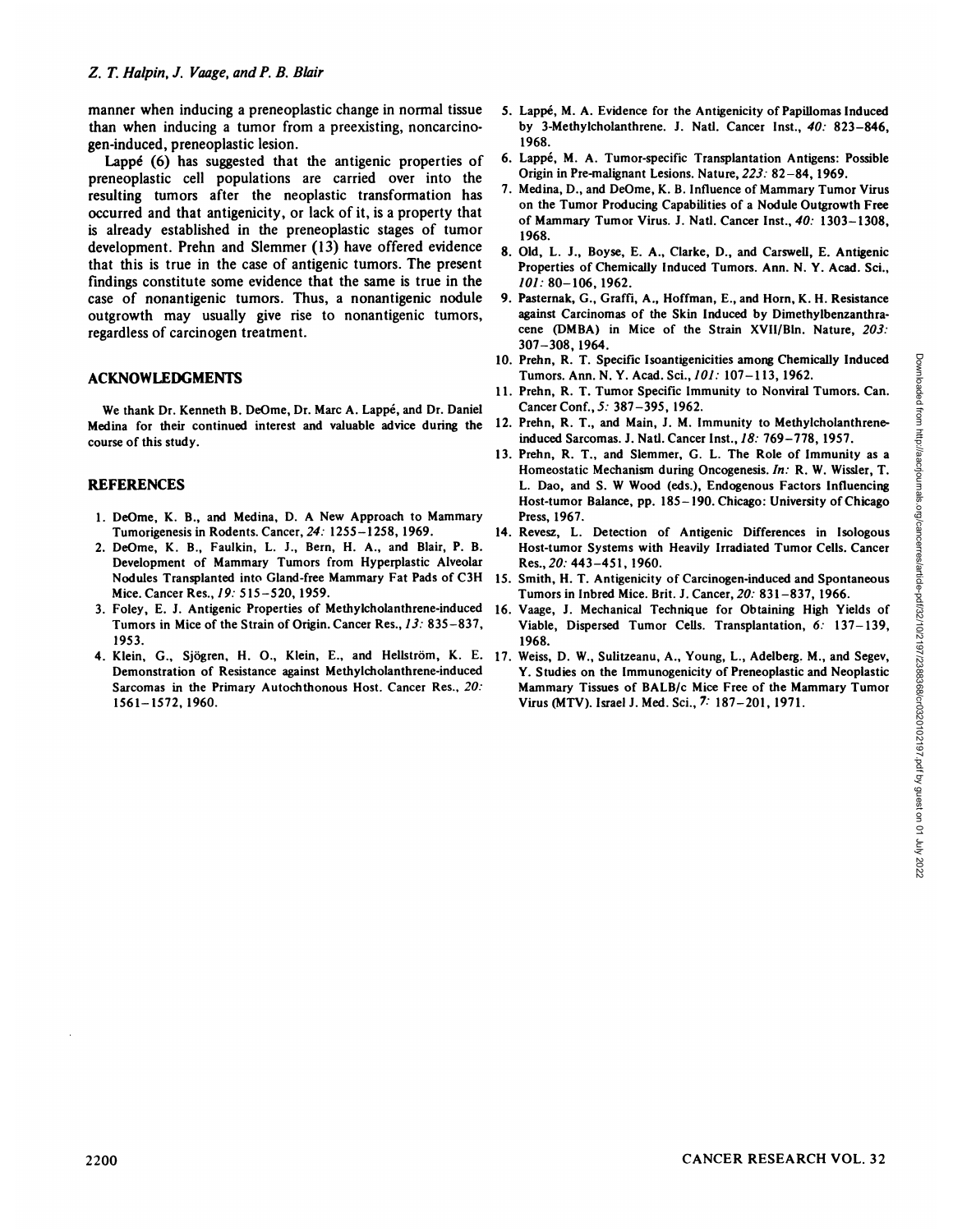manner when inducing a preneoplastic change in normal tissue than when inducing a tumor from a preexisting, noncarcinogen-induced, preneoplastic lesion.

Lappé (6) has suggested that the antigenic properties of preneoplastic cell populations are carried over into the resulting tumors after the neoplastic transformation has occurred and that antigenicity, or lack of it, is a property that is already established in the preneoplastic stages of tumor development. Prehn and Slemmer (13) have offered evidence that this is true in the case of antigenic tumors. The present findings constitute some evidence that the same is true in the case of nonantigenic tumors. Thus, a nonantigenic nodule outgrowth may usually give rise to nonantigenic tumors, regardless of carcinogen treatment.

## ACKNOWLEDGMENTS

We thank Dr. Kenneth B. DeOme, Dr. Marc A. Lappé, and Dr. Daniel Medina for their continued interest and valuable advice during the course of this study.

## REFERENCES

1. DeOme, K. B., and Medina, D. A New Approach to Mammary Tumorigenesis in Rodents. Cancer, *24:* 1255–1258, 1969.
2. DeOme, K. B., Faulkin, L. J., Bern, H. A., and Blair, P. B. Development of Mammary Tumors from Hyperplastic Alveolar Nodules Transplanted into Gland-free Mammary Fat Pads of C3H Mice. Cancer Res., *19:* 515–520, 1959.
3. Foley, E. J. Antigenic Properties of Methylcholanthrene-induced Tumors in Mice of the Strain of Origin. Cancer Res., *13:* 835–837, 1953.
4. Klein, G., Sjögren, H. O., Klein, E., and Hellström, K. E. Demonstration of Resistance against Methylcholanthrene-induced Sarcomas in the Primary Autochthonous Host. Cancer Res., *20:* 1561–1572, 1960.
5. Lappé, M. A. Evidence for the Antigenicity of Papillomas Induced by 3-Methylcholanthrene. J. Natl. Cancer Inst., *40:* 823–846, 1968.
6. Lappé, M. A. Tumor-specific Transplantation Antigens: Possible Origin in Pre-malignant Lesions. Nature, *223:* 82–84, 1969.
7. Medina, D., and DeOme, K. B. Influence of Mammary Tumor Virus on the Tumor Producing Capabilities of a Nodule Outgrowth Free of Mammary Tumor Virus. J. Natl. Cancer Inst., *40:* 1303–1308, 1968.
8. Old, L. J., Boyse, E. A., Clarke, D., and Carswell, E. Antigenic Properties of Chemically Induced Tumors. Ann. N. Y. Acad. Sci., *101:* 80–106, 1962.
9. Pasternak, G., Graffi, A., Hoffman, E., and Horn, K. H. Resistance against Carcinomas of the Skin Induced by Dimethylbenzanthracene (DMBA) in Mice of the Strain XVII/Bln. Nature, *203:* 307–308, 1964.
10. Prehn, R. T. Specific Isoantigenicities among Chemically Induced Tumors. Ann. N. Y. Acad. Sci., *101:* 107–113, 1962.
11. Prehn, R. T. Tumor Specific Immunity to Nonviral Tumors. Can. Cancer Conf., *5:* 387–395, 1962.
12. Prehn, R. T., and Main, J. M. Immunity to Methylcholanthrene-induced Sarcomas. J. Natl. Cancer Inst., *18:* 769–778, 1957.
13. Prehn, R. T., and Slemmer, G. L. The Role of Immunity as a Homeostatic Mechanism during Oncogenesis. *In:* R. W. Wissler, T. L. Dao, and S. W Wood (eds.), Endogenous Factors Influencing Host-tumor Balance, pp. 185–190. Chicago: University of Chicago Press, 1967.
14. Revesz, L. Detection of Antigenic Differences in Isologous Host-tumor Systems with Heavily Irradiated Tumor Cells. Cancer Res., *20:* 443–451, 1960.
15. Smith, H. T. Antigenicity of Carcinogen-induced and Spontaneous Tumors in Inbred Mice. Brit. J. Cancer, *20:* 831–837, 1966.
16. Vaage, J. Mechanical Technique for Obtaining High Yields of Viable, Dispersed Tumor Cells. Transplantation, *6:* 137–139, 1968.
17. Weiss, D. W., Sulitzeanu, A., Young, L., Adelberg. M., and Segev, Y. Studies on the Immunogenicity of Preneoplastic and Neoplastic Mammary Tissues of BALB/c Mice Free of the Mammary Tumor Virus (MTV). Israel J. Med. Sci., *7:* 187–201, 1971.